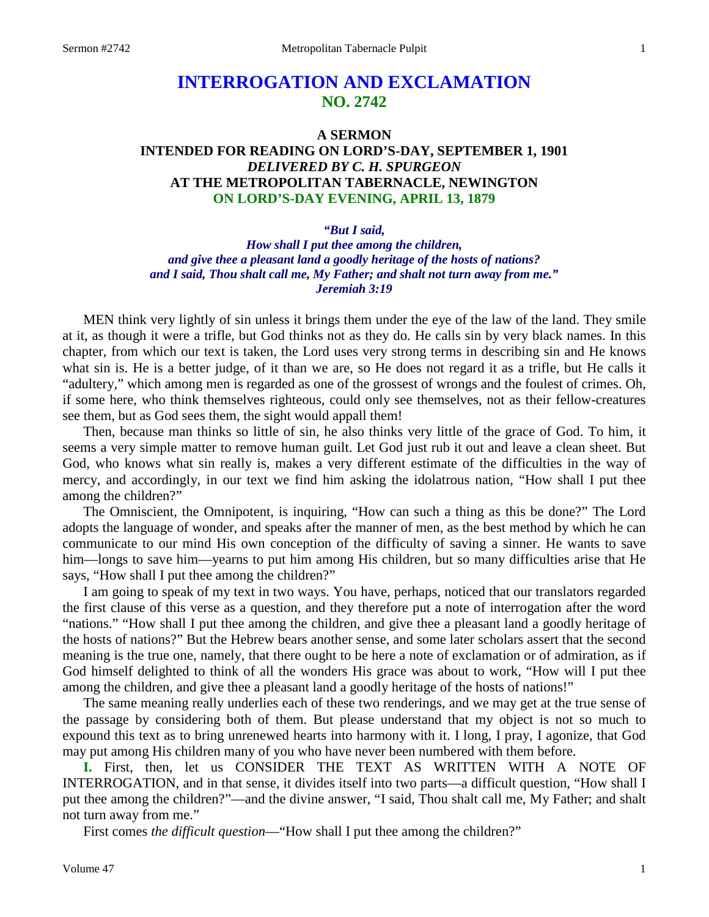# INTERROGATION AND EXCLAMATION
## NO. 2742

### A SERMON
### INTENDED FOR READING ON LORD'S-DAY, SEPTEMBER 1, 1901
### *DELIVERED BY C. H. SPURGEON*
### AT THE METROPOLITAN TABERNACLE, NEWINGTON
### ON LORD'S-DAY EVENING, APRIL 13, 1879

*"But I said,*
*How shall I put thee among the children,*
*and give thee a pleasant land a goodly heritage of the hosts of nations?*
*and I said, Thou shalt call me, My Father; and shalt not turn away from me."*
*Jeremiah 3:19*

MEN think very lightly of sin unless it brings them under the eye of the law of the land. They smile at it, as though it were a trifle, but God thinks not as they do. He calls sin by very black names. In this chapter, from which our text is taken, the Lord uses very strong terms in describing sin and He knows what sin is. He is a better judge, of it than we are, so He does not regard it as a trifle, but He calls it "adultery," which among men is regarded as one of the grossest of wrongs and the foulest of crimes. Oh, if some here, who think themselves righteous, could only see themselves, not as their fellow-creatures see them, but as God sees them, the sight would appall them!

Then, because man thinks so little of sin, he also thinks very little of the grace of God. To him, it seems a very simple matter to remove human guilt. Let God just rub it out and leave a clean sheet. But God, who knows what sin really is, makes a very different estimate of the difficulties in the way of mercy, and accordingly, in our text we find him asking the idolatrous nation, "How shall I put thee among the children?"

The Omniscient, the Omnipotent, is inquiring, "How can such a thing as this be done?" The Lord adopts the language of wonder, and speaks after the manner of men, as the best method by which he can communicate to our mind His own conception of the difficulty of saving a sinner. He wants to save him—longs to save him—yearns to put him among His children, but so many difficulties arise that He says, "How shall I put thee among the children?"

I am going to speak of my text in two ways. You have, perhaps, noticed that our translators regarded the first clause of this verse as a question, and they therefore put a note of interrogation after the word "nations." "How shall I put thee among the children, and give thee a pleasant land a goodly heritage of the hosts of nations?" But the Hebrew bears another sense, and some later scholars assert that the second meaning is the true one, namely, that there ought to be here a note of exclamation or of admiration, as if God himself delighted to think of all the wonders His grace was about to work, "How will I put thee among the children, and give thee a pleasant land a goodly heritage of the hosts of nations!"

The same meaning really underlies each of these two renderings, and we may get at the true sense of the passage by considering both of them. But please understand that my object is not so much to expound this text as to bring unrenewed hearts into harmony with it. I long, I pray, I agonize, that God may put among His children many of you who have never been numbered with them before.

**I.** First, then, let us CONSIDER THE TEXT AS WRITTEN WITH A NOTE OF INTERROGATION, and in that sense, it divides itself into two parts—a difficult question, "How shall I put thee among the children?"—and the divine answer, "I said, Thou shalt call me, My Father; and shalt not turn away from me."

First comes *the difficult question*—"How shall I put thee among the children?"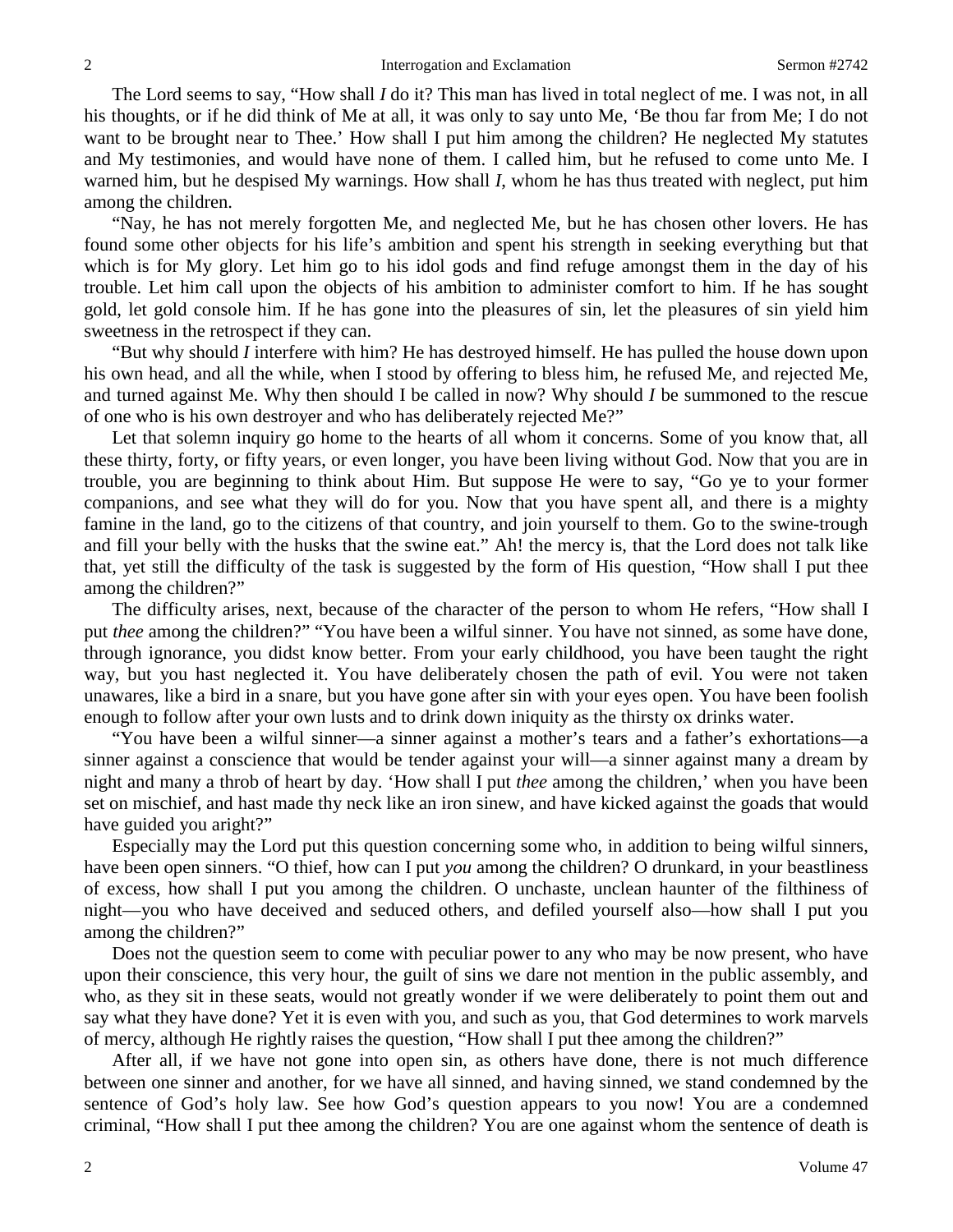The Lord seems to say, "How shall *I* do it? This man has lived in total neglect of me. I was not, in all his thoughts, or if he did think of Me at all, it was only to say unto Me, 'Be thou far from Me; I do not want to be brought near to Thee.' How shall I put him among the children? He neglected My statutes and My testimonies, and would have none of them. I called him, but he refused to come unto Me. I warned him, but he despised My warnings. How shall *I*, whom he has thus treated with neglect, put him among the children.

"Nay, he has not merely forgotten Me, and neglected Me, but he has chosen other lovers. He has found some other objects for his life's ambition and spent his strength in seeking everything but that which is for My glory. Let him go to his idol gods and find refuge amongst them in the day of his trouble. Let him call upon the objects of his ambition to administer comfort to him. If he has sought gold, let gold console him. If he has gone into the pleasures of sin, let the pleasures of sin yield him sweetness in the retrospect if they can.

"But why should *I* interfere with him? He has destroyed himself. He has pulled the house down upon his own head, and all the while, when I stood by offering to bless him, he refused Me, and rejected Me, and turned against Me. Why then should I be called in now? Why should *I* be summoned to the rescue of one who is his own destroyer and who has deliberately rejected Me?"

Let that solemn inquiry go home to the hearts of all whom it concerns. Some of you know that, all these thirty, forty, or fifty years, or even longer, you have been living without God. Now that you are in trouble, you are beginning to think about Him. But suppose He were to say, "Go ye to your former companions, and see what they will do for you. Now that you have spent all, and there is a mighty famine in the land, go to the citizens of that country, and join yourself to them. Go to the swine-trough and fill your belly with the husks that the swine eat." Ah! the mercy is, that the Lord does not talk like that, yet still the difficulty of the task is suggested by the form of His question, "How shall I put thee among the children?"

The difficulty arises, next, because of the character of the person to whom He refers, "How shall I put *thee* among the children?" "You have been a wilful sinner. You have not sinned, as some have done, through ignorance, you didst know better. From your early childhood, you have been taught the right way, but you hast neglected it. You have deliberately chosen the path of evil. You were not taken unawares, like a bird in a snare, but you have gone after sin with your eyes open. You have been foolish enough to follow after your own lusts and to drink down iniquity as the thirsty ox drinks water.

"You have been a wilful sinner—a sinner against a mother's tears and a father's exhortations—a sinner against a conscience that would be tender against your will—a sinner against many a dream by night and many a throb of heart by day. 'How shall I put *thee* among the children,' when you have been set on mischief, and hast made thy neck like an iron sinew, and have kicked against the goads that would have guided you aright?"

Especially may the Lord put this question concerning some who, in addition to being wilful sinners, have been open sinners. "O thief, how can I put *you* among the children? O drunkard, in your beastliness of excess, how shall I put you among the children. O unchaste, unclean haunter of the filthiness of night—you who have deceived and seduced others, and defiled yourself also—how shall I put you among the children?"

Does not the question seem to come with peculiar power to any who may be now present, who have upon their conscience, this very hour, the guilt of sins we dare not mention in the public assembly, and who, as they sit in these seats, would not greatly wonder if we were deliberately to point them out and say what they have done? Yet it is even with you, and such as you, that God determines to work marvels of mercy, although He rightly raises the question, "How shall I put thee among the children?"

After all, if we have not gone into open sin, as others have done, there is not much difference between one sinner and another, for we have all sinned, and having sinned, we stand condemned by the sentence of God's holy law. See how God's question appears to you now! You are a condemned criminal, "How shall I put thee among the children? You are one against whom the sentence of death is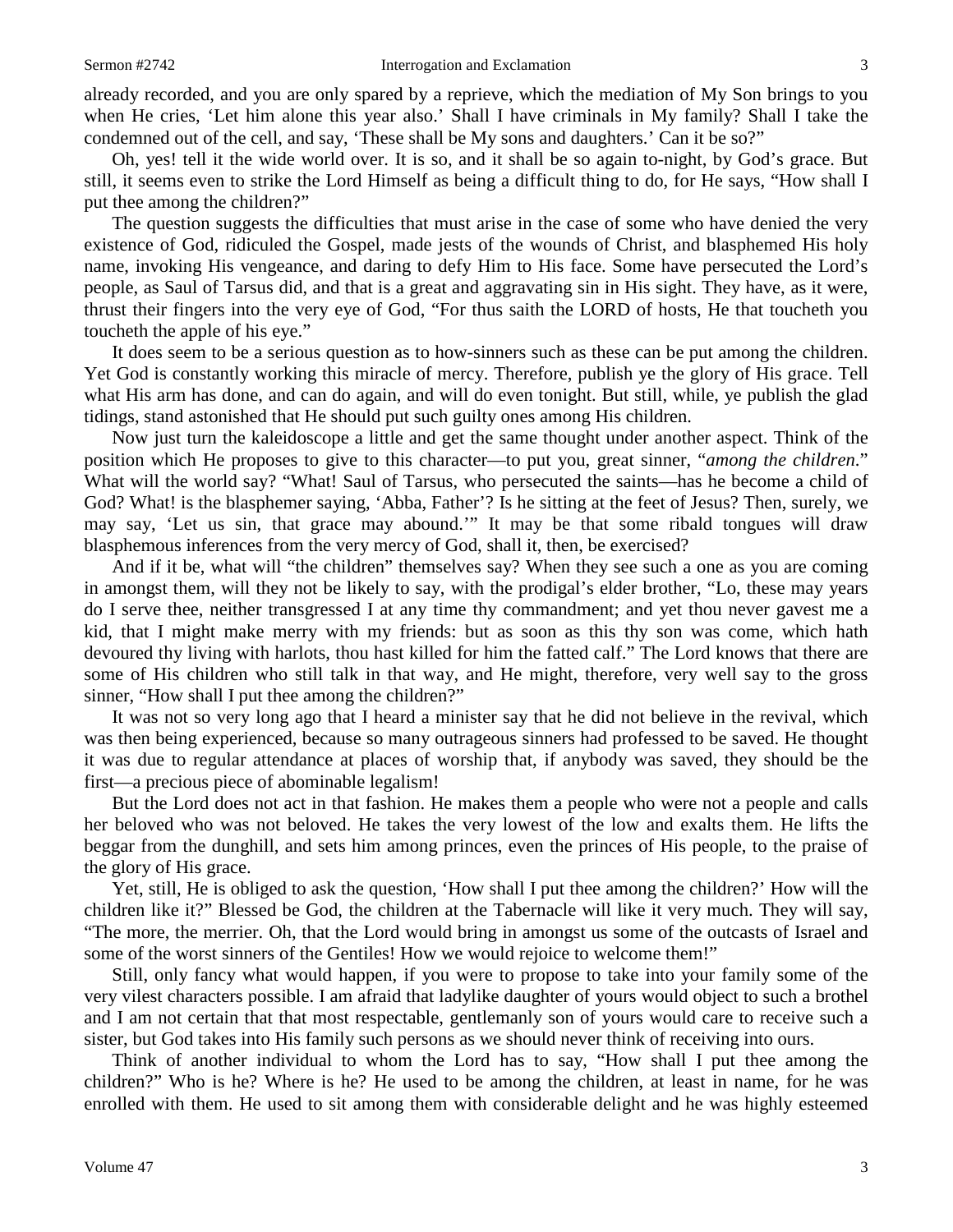already recorded, and you are only spared by a reprieve, which the mediation of My Son brings to you when He cries, 'Let him alone this year also.' Shall I have criminals in My family? Shall I take the condemned out of the cell, and say, 'These shall be My sons and daughters.' Can it be so?"

Oh, yes! tell it the wide world over. It is so, and it shall be so again to-night, by God's grace. But still, it seems even to strike the Lord Himself as being a difficult thing to do, for He says, "How shall I put thee among the children?"

The question suggests the difficulties that must arise in the case of some who have denied the very existence of God, ridiculed the Gospel, made jests of the wounds of Christ, and blasphemed His holy name, invoking His vengeance, and daring to defy Him to His face. Some have persecuted the Lord's people, as Saul of Tarsus did, and that is a great and aggravating sin in His sight. They have, as it were, thrust their fingers into the very eye of God, "For thus saith the LORD of hosts, He that toucheth you toucheth the apple of his eye."

It does seem to be a serious question as to how-sinners such as these can be put among the children. Yet God is constantly working this miracle of mercy. Therefore, publish ye the glory of His grace. Tell what His arm has done, and can do again, and will do even tonight. But still, while, ye publish the glad tidings, stand astonished that He should put such guilty ones among His children.

Now just turn the kaleidoscope a little and get the same thought under another aspect. Think of the position which He proposes to give to this character—to put you, great sinner, "*among the children*." What will the world say? "What! Saul of Tarsus, who persecuted the saints—has he become a child of God? What! is the blasphemer saying, 'Abba, Father'? Is he sitting at the feet of Jesus? Then, surely, we may say, 'Let us sin, that grace may abound.'" It may be that some ribald tongues will draw blasphemous inferences from the very mercy of God, shall it, then, be exercised?

And if it be, what will "the children" themselves say? When they see such a one as you are coming in amongst them, will they not be likely to say, with the prodigal's elder brother, "Lo, these may years do I serve thee, neither transgressed I at any time thy commandment; and yet thou never gavest me a kid, that I might make merry with my friends: but as soon as this thy son was come, which hath devoured thy living with harlots, thou hast killed for him the fatted calf." The Lord knows that there are some of His children who still talk in that way, and He might, therefore, very well say to the gross sinner, "How shall I put thee among the children?"

It was not so very long ago that I heard a minister say that he did not believe in the revival, which was then being experienced, because so many outrageous sinners had professed to be saved. He thought it was due to regular attendance at places of worship that, if anybody was saved, they should be the first—a precious piece of abominable legalism!

But the Lord does not act in that fashion. He makes them a people who were not a people and calls her beloved who was not beloved. He takes the very lowest of the low and exalts them. He lifts the beggar from the dunghill, and sets him among princes, even the princes of His people, to the praise of the glory of His grace.

Yet, still, He is obliged to ask the question, 'How shall I put thee among the children?' How will the children like it?" Blessed be God, the children at the Tabernacle will like it very much. They will say, "The more, the merrier. Oh, that the Lord would bring in amongst us some of the outcasts of Israel and some of the worst sinners of the Gentiles! How we would rejoice to welcome them!"

Still, only fancy what would happen, if you were to propose to take into your family some of the very vilest characters possible. I am afraid that ladylike daughter of yours would object to such a brothel and I am not certain that that most respectable, gentlemanly son of yours would care to receive such a sister, but God takes into His family such persons as we should never think of receiving into ours.

Think of another individual to whom the Lord has to say, "How shall I put thee among the children?" Who is he? Where is he? He used to be among the children, at least in name, for he was enrolled with them. He used to sit among them with considerable delight and he was highly esteemed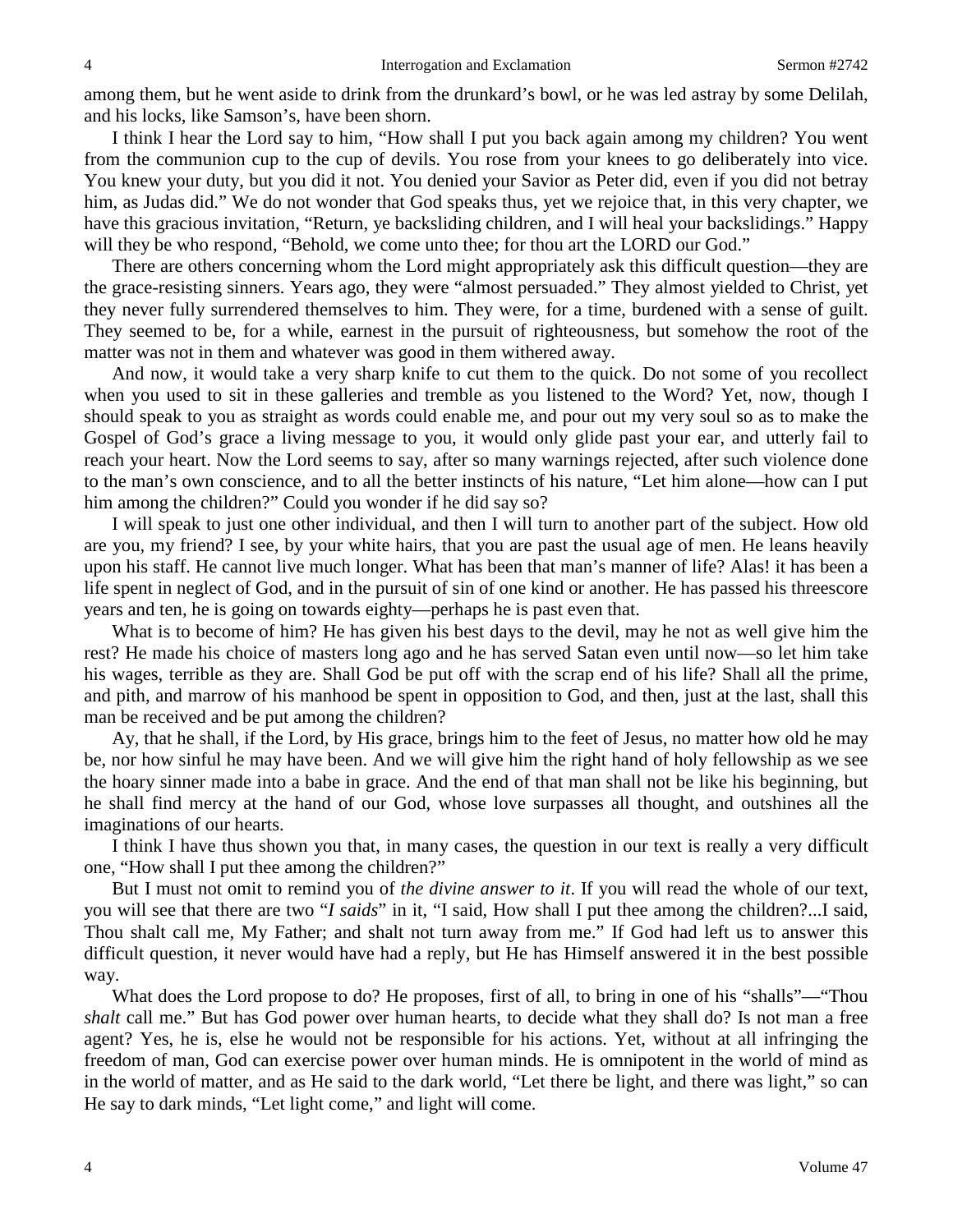among them, but he went aside to drink from the drunkard's bowl, or he was led astray by some Delilah, and his locks, like Samson's, have been shorn.

I think I hear the Lord say to him, "How shall I put you back again among my children? You went from the communion cup to the cup of devils. You rose from your knees to go deliberately into vice. You knew your duty, but you did it not. You denied your Savior as Peter did, even if you did not betray him, as Judas did." We do not wonder that God speaks thus, yet we rejoice that, in this very chapter, we have this gracious invitation, "Return, ye backsliding children, and I will heal your backslidings." Happy will they be who respond, "Behold, we come unto thee; for thou art the LORD our God."

There are others concerning whom the Lord might appropriately ask this difficult question—they are the grace-resisting sinners. Years ago, they were "almost persuaded." They almost yielded to Christ, yet they never fully surrendered themselves to him. They were, for a time, burdened with a sense of guilt. They seemed to be, for a while, earnest in the pursuit of righteousness, but somehow the root of the matter was not in them and whatever was good in them withered away.

And now, it would take a very sharp knife to cut them to the quick. Do not some of you recollect when you used to sit in these galleries and tremble as you listened to the Word? Yet, now, though I should speak to you as straight as words could enable me, and pour out my very soul so as to make the Gospel of God's grace a living message to you, it would only glide past your ear, and utterly fail to reach your heart. Now the Lord seems to say, after so many warnings rejected, after such violence done to the man's own conscience, and to all the better instincts of his nature, "Let him alone—how can I put him among the children?" Could you wonder if he did say so?

I will speak to just one other individual, and then I will turn to another part of the subject. How old are you, my friend? I see, by your white hairs, that you are past the usual age of men. He leans heavily upon his staff. He cannot live much longer. What has been that man's manner of life? Alas! it has been a life spent in neglect of God, and in the pursuit of sin of one kind or another. He has passed his threescore years and ten, he is going on towards eighty—perhaps he is past even that.

What is to become of him? He has given his best days to the devil, may he not as well give him the rest? He made his choice of masters long ago and he has served Satan even until now—so let him take his wages, terrible as they are. Shall God be put off with the scrap end of his life? Shall all the prime, and pith, and marrow of his manhood be spent in opposition to God, and then, just at the last, shall this man be received and be put among the children?

Ay, that he shall, if the Lord, by His grace, brings him to the feet of Jesus, no matter how old he may be, nor how sinful he may have been. And we will give him the right hand of holy fellowship as we see the hoary sinner made into a babe in grace. And the end of that man shall not be like his beginning, but he shall find mercy at the hand of our God, whose love surpasses all thought, and outshines all the imaginations of our hearts.

I think I have thus shown you that, in many cases, the question in our text is really a very difficult one, "How shall I put thee among the children?"

But I must not omit to remind you of *the divine answer to it*. If you will read the whole of our text, you will see that there are two "*I saids*" in it, "I said, How shall I put thee among the children?...I said, Thou shalt call me, My Father; and shalt not turn away from me." If God had left us to answer this difficult question, it never would have had a reply, but He has Himself answered it in the best possible way.

What does the Lord propose to do? He proposes, first of all, to bring in one of his "shalls"—"Thou *shalt* call me." But has God power over human hearts, to decide what they shall do? Is not man a free agent? Yes, he is, else he would not be responsible for his actions. Yet, without at all infringing the freedom of man, God can exercise power over human minds. He is omnipotent in the world of mind as in the world of matter, and as He said to the dark world, "Let there be light, and there was light," so can He say to dark minds, "Let light come," and light will come.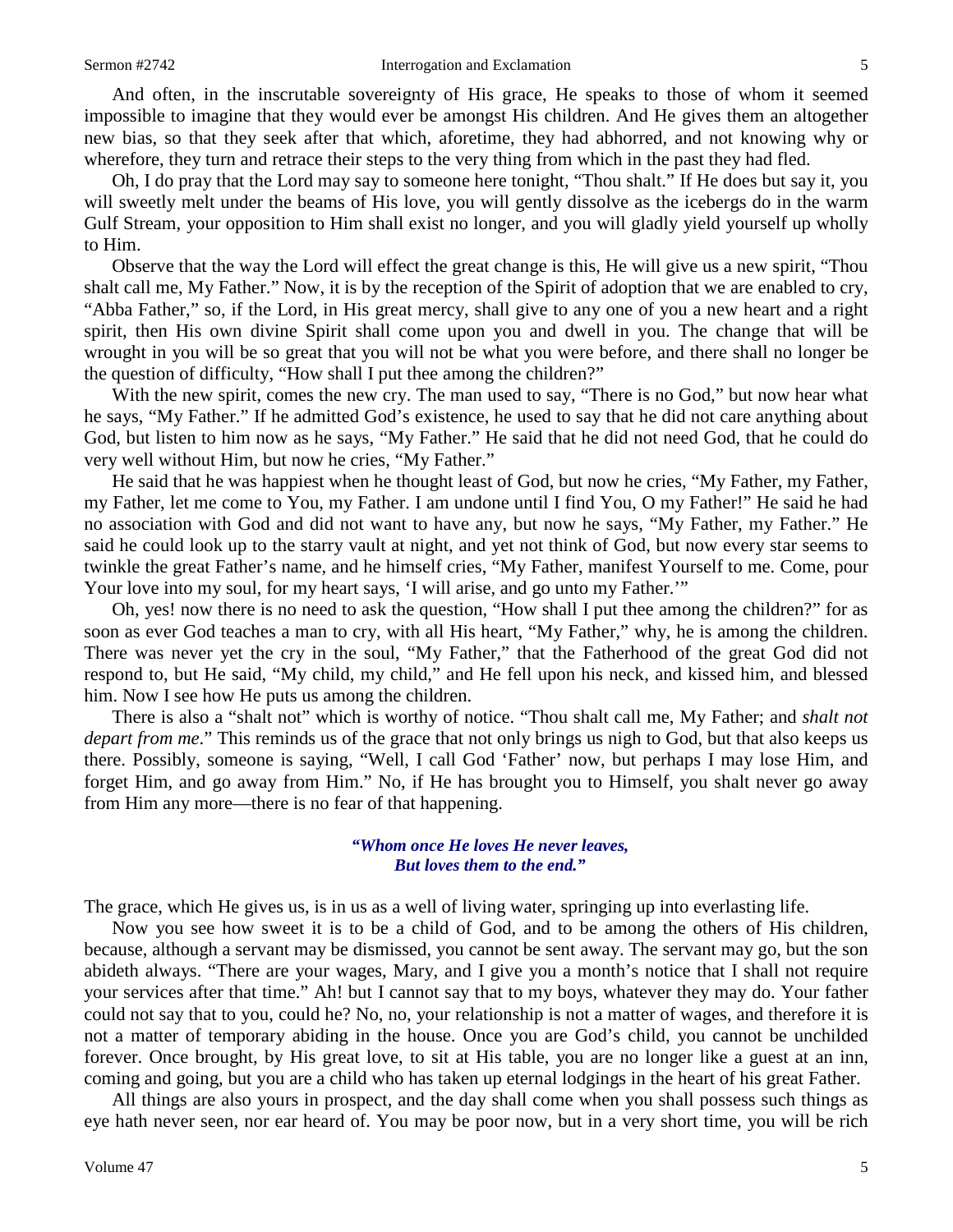And often, in the inscrutable sovereignty of His grace, He speaks to those of whom it seemed impossible to imagine that they would ever be amongst His children. And He gives them an altogether new bias, so that they seek after that which, aforetime, they had abhorred, and not knowing why or wherefore, they turn and retrace their steps to the very thing from which in the past they had fled.

Oh, I do pray that the Lord may say to someone here tonight, "Thou shalt." If He does but say it, you will sweetly melt under the beams of His love, you will gently dissolve as the icebergs do in the warm Gulf Stream, your opposition to Him shall exist no longer, and you will gladly yield yourself up wholly to Him.

Observe that the way the Lord will effect the great change is this, He will give us a new spirit, "Thou shalt call me, My Father." Now, it is by the reception of the Spirit of adoption that we are enabled to cry, "Abba Father," so, if the Lord, in His great mercy, shall give to any one of you a new heart and a right spirit, then His own divine Spirit shall come upon you and dwell in you. The change that will be wrought in you will be so great that you will not be what you were before, and there shall no longer be the question of difficulty, "How shall I put thee among the children?"

With the new spirit, comes the new cry. The man used to say, "There is no God," but now hear what he says, "My Father." If he admitted God's existence, he used to say that he did not care anything about God, but listen to him now as he says, "My Father." He said that he did not need God, that he could do very well without Him, but now he cries, "My Father."

He said that he was happiest when he thought least of God, but now he cries, "My Father, my Father, my Father, let me come to You, my Father. I am undone until I find You, O my Father!" He said he had no association with God and did not want to have any, but now he says, "My Father, my Father." He said he could look up to the starry vault at night, and yet not think of God, but now every star seems to twinkle the great Father's name, and he himself cries, "My Father, manifest Yourself to me. Come, pour Your love into my soul, for my heart says, 'I will arise, and go unto my Father.'"

Oh, yes! now there is no need to ask the question, "How shall I put thee among the children?" for as soon as ever God teaches a man to cry, with all His heart, "My Father," why, he is among the children. There was never yet the cry in the soul, "My Father," that the Fatherhood of the great God did not respond to, but He said, "My child, my child," and He fell upon his neck, and kissed him, and blessed him. Now I see how He puts us among the children.

There is also a "shalt not" which is worthy of notice. "Thou shalt call me, My Father; and *shalt not depart from me*." This reminds us of the grace that not only brings us nigh to God, but that also keeps us there. Possibly, someone is saying, "Well, I call God 'Father' now, but perhaps I may lose Him, and forget Him, and go away from Him." No, if He has brought you to Himself, you shalt never go away from Him any more—there is no fear of that happening.

> ***"Whom once He loves He never leaves,***
> ***But loves them to the end."***

The grace, which He gives us, is in us as a well of living water, springing up into everlasting life.

Now you see how sweet it is to be a child of God, and to be among the others of His children, because, although a servant may be dismissed, you cannot be sent away. The servant may go, but the son abideth always. "There are your wages, Mary, and I give you a month's notice that I shall not require your services after that time." Ah! but I cannot say that to my boys, whatever they may do. Your father could not say that to you, could he? No, no, your relationship is not a matter of wages, and therefore it is not a matter of temporary abiding in the house. Once you are God's child, you cannot be unchilded forever. Once brought, by His great love, to sit at His table, you are no longer like a guest at an inn, coming and going, but you are a child who has taken up eternal lodgings in the heart of his great Father.

All things are also yours in prospect, and the day shall come when you shall possess such things as eye hath never seen, nor ear heard of. You may be poor now, but in a very short time, you will be rich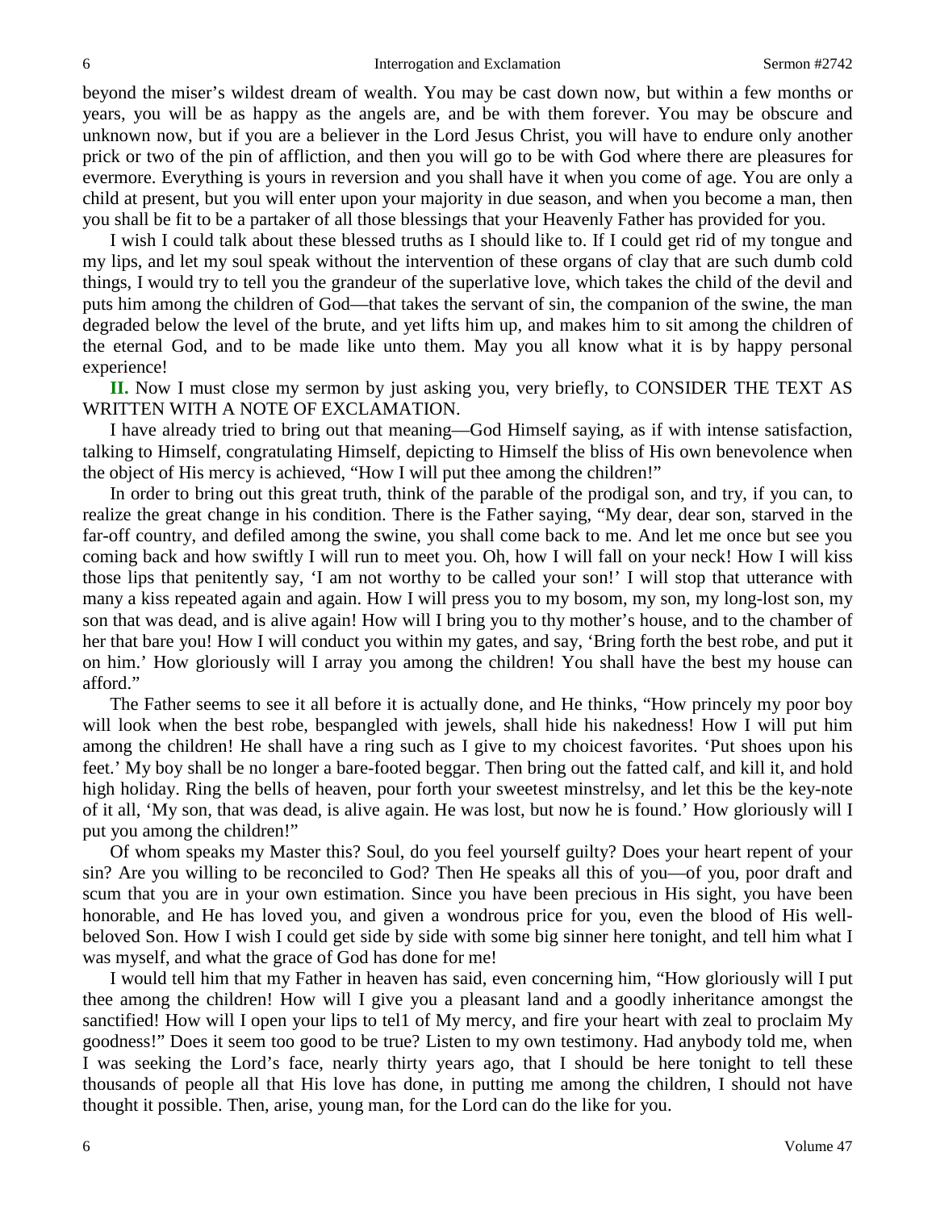beyond the miser's wildest dream of wealth. You may be cast down now, but within a few months or years, you will be as happy as the angels are, and be with them forever. You may be obscure and unknown now, but if you are a believer in the Lord Jesus Christ, you will have to endure only another prick or two of the pin of affliction, and then you will go to be with God where there are pleasures for evermore. Everything is yours in reversion and you shall have it when you come of age. You are only a child at present, but you will enter upon your majority in due season, and when you become a man, then you shall be fit to be a partaker of all those blessings that your Heavenly Father has provided for you.

I wish I could talk about these blessed truths as I should like to. If I could get rid of my tongue and my lips, and let my soul speak without the intervention of these organs of clay that are such dumb cold things, I would try to tell you the grandeur of the superlative love, which takes the child of the devil and puts him among the children of God—that takes the servant of sin, the companion of the swine, the man degraded below the level of the brute, and yet lifts him up, and makes him to sit among the children of the eternal God, and to be made like unto them. May you all know what it is by happy personal experience!

**II.** Now I must close my sermon by just asking you, very briefly, to CONSIDER THE TEXT AS WRITTEN WITH A NOTE OF EXCLAMATION.

I have already tried to bring out that meaning—God Himself saying, as if with intense satisfaction, talking to Himself, congratulating Himself, depicting to Himself the bliss of His own benevolence when the object of His mercy is achieved, "How I will put thee among the children!"

In order to bring out this great truth, think of the parable of the prodigal son, and try, if you can, to realize the great change in his condition. There is the Father saying, "My dear, dear son, starved in the far-off country, and defiled among the swine, you shall come back to me. And let me once but see you coming back and how swiftly I will run to meet you. Oh, how I will fall on your neck! How I will kiss those lips that penitently say, 'I am not worthy to be called your son!' I will stop that utterance with many a kiss repeated again and again. How I will press you to my bosom, my son, my long-lost son, my son that was dead, and is alive again! How will I bring you to thy mother's house, and to the chamber of her that bare you! How I will conduct you within my gates, and say, 'Bring forth the best robe, and put it on him.' How gloriously will I array you among the children! You shall have the best my house can afford."

The Father seems to see it all before it is actually done, and He thinks, "How princely my poor boy will look when the best robe, bespangled with jewels, shall hide his nakedness! How I will put him among the children! He shall have a ring such as I give to my choicest favorites. 'Put shoes upon his feet.' My boy shall be no longer a bare-footed beggar. Then bring out the fatted calf, and kill it, and hold high holiday. Ring the bells of heaven, pour forth your sweetest minstrelsy, and let this be the key-note of it all, 'My son, that was dead, is alive again. He was lost, but now he is found.' How gloriously will I put you among the children!"

Of whom speaks my Master this? Soul, do you feel yourself guilty? Does your heart repent of your sin? Are you willing to be reconciled to God? Then He speaks all this of you—of you, poor draft and scum that you are in your own estimation. Since you have been precious in His sight, you have been honorable, and He has loved you, and given a wondrous price for you, even the blood of His well-beloved Son. How I wish I could get side by side with some big sinner here tonight, and tell him what I was myself, and what the grace of God has done for me!

I would tell him that my Father in heaven has said, even concerning him, "How gloriously will I put thee among the children! How will I give you a pleasant land and a goodly inheritance amongst the sanctified! How will I open your lips to tel1 of My mercy, and fire your heart with zeal to proclaim My goodness!" Does it seem too good to be true? Listen to my own testimony. Had anybody told me, when I was seeking the Lord's face, nearly thirty years ago, that I should be here tonight to tell these thousands of people all that His love has done, in putting me among the children, I should not have thought it possible. Then, arise, young man, for the Lord can do the like for you.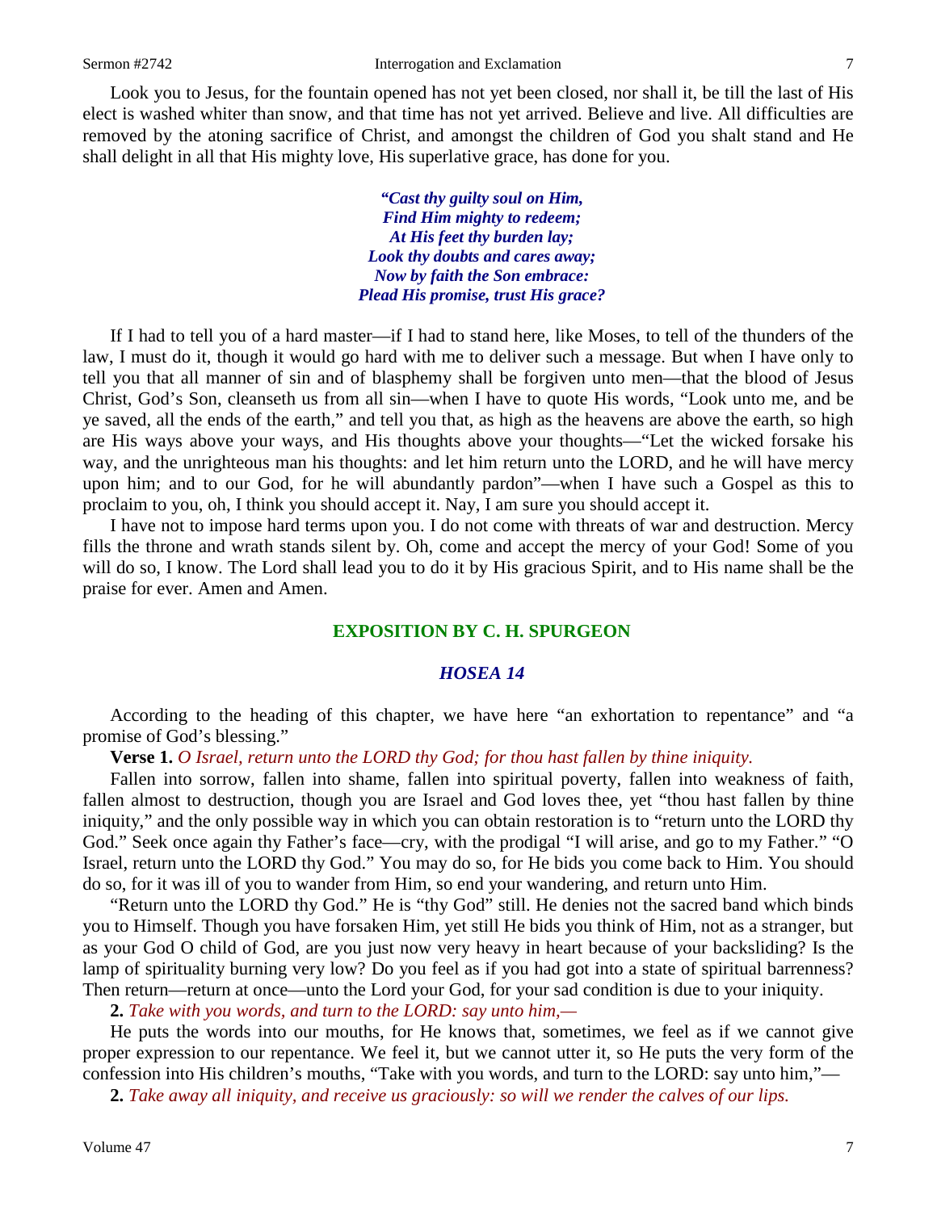Look you to Jesus, for the fountain opened has not yet been closed, nor shall it, be till the last of His elect is washed whiter than snow, and that time has not yet arrived. Believe and live. All difficulties are removed by the atoning sacrifice of Christ, and amongst the children of God you shalt stand and He shall delight in all that His mighty love, His superlative grace, has done for you.

> ***"Cast thy guilty soul on Him,***
> ***Find Him mighty to redeem;***
> ***At His feet thy burden lay;***
> ***Look thy doubts and cares away;***
> ***Now by faith the Son embrace:***
> ***Plead His promise, trust His grace?***

If I had to tell you of a hard master—if I had to stand here, like Moses, to tell of the thunders of the law, I must do it, though it would go hard with me to deliver such a message. But when I have only to tell you that all manner of sin and of blasphemy shall be forgiven unto men—that the blood of Jesus Christ, God's Son, cleanseth us from all sin—when I have to quote His words, "Look unto me, and be ye saved, all the ends of the earth," and tell you that, as high as the heavens are above the earth, so high are His ways above your ways, and His thoughts above your thoughts—"Let the wicked forsake his way, and the unrighteous man his thoughts: and let him return unto the LORD, and he will have mercy upon him; and to our God, for he will abundantly pardon"—when I have such a Gospel as this to proclaim to you, oh, I think you should accept it. Nay, I am sure you should accept it.

I have not to impose hard terms upon you. I do not come with threats of war and destruction. Mercy fills the throne and wrath stands silent by. Oh, come and accept the mercy of your God! Some of you will do so, I know. The Lord shall lead you to do it by His gracious Spirit, and to His name shall be the praise for ever. Amen and Amen.

## EXPOSITION BY C. H. SPURGEON

### *HOSEA 14*

According to the heading of this chapter, we have here "an exhortation to repentance" and "a promise of God's blessing."

**Verse 1.** *O Israel, return unto the LORD thy God; for thou hast fallen by thine iniquity.*

Fallen into sorrow, fallen into shame, fallen into spiritual poverty, fallen into weakness of faith, fallen almost to destruction, though you are Israel and God loves thee, yet "thou hast fallen by thine iniquity," and the only possible way in which you can obtain restoration is to "return unto the LORD thy God." Seek once again thy Father's face—cry, with the prodigal "I will arise, and go to my Father." "O Israel, return unto the LORD thy God." You may do so, for He bids you come back to Him. You should do so, for it was ill of you to wander from Him, so end your wandering, and return unto Him.

"Return unto the LORD thy God." He is "thy God" still. He denies not the sacred band which binds you to Himself. Though you have forsaken Him, yet still He bids you think of Him, not as a stranger, but as your God O child of God, are you just now very heavy in heart because of your backsliding? Is the lamp of spirituality burning very low? Do you feel as if you had got into a state of spiritual barrenness? Then return—return at once—unto the Lord your God, for your sad condition is due to your iniquity.

**2.** *Take with you words, and turn to the LORD: say unto him,—*

He puts the words into our mouths, for He knows that, sometimes, we feel as if we cannot give proper expression to our repentance. We feel it, but we cannot utter it, so He puts the very form of the confession into His children's mouths, "Take with you words, and turn to the LORD: say unto him,"—

**2.** *Take away all iniquity, and receive us graciously: so will we render the calves of our lips.*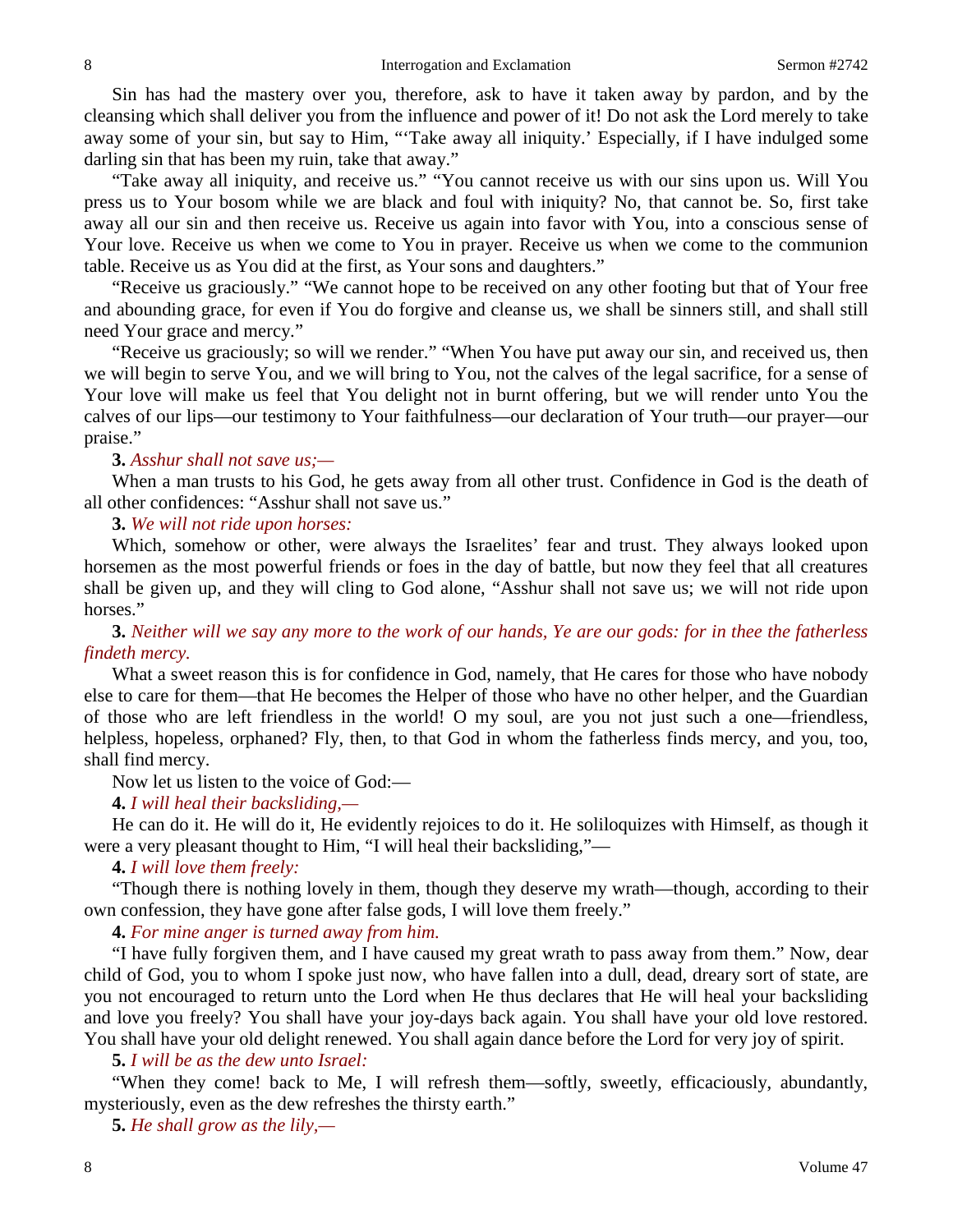Sin has had the mastery over you, therefore, ask to have it taken away by pardon, and by the cleansing which shall deliver you from the influence and power of it! Do not ask the Lord merely to take away some of your sin, but say to Him, "'Take away all iniquity.' Especially, if I have indulged some darling sin that has been my ruin, take that away."

"Take away all iniquity, and receive us." "You cannot receive us with our sins upon us. Will You press us to Your bosom while we are black and foul with iniquity? No, that cannot be. So, first take away all our sin and then receive us. Receive us again into favor with You, into a conscious sense of Your love. Receive us when we come to You in prayer. Receive us when we come to the communion table. Receive us as You did at the first, as Your sons and daughters."

"Receive us graciously." "We cannot hope to be received on any other footing but that of Your free and abounding grace, for even if You do forgive and cleanse us, we shall be sinners still, and shall still need Your grace and mercy."

"Receive us graciously; so will we render." "When You have put away our sin, and received us, then we will begin to serve You, and we will bring to You, not the calves of the legal sacrifice, for a sense of Your love will make us feel that You delight not in burnt offering, but we will render unto You the calves of our lips—our testimony to Your faithfulness—our declaration of Your truth—our prayer—our praise."

**3.** *Asshur shall not save us;—*

When a man trusts to his God, he gets away from all other trust. Confidence in God is the death of all other confidences: "Asshur shall not save us."

**3.** *We will not ride upon horses:*

Which, somehow or other, were always the Israelites' fear and trust. They always looked upon horsemen as the most powerful friends or foes in the day of battle, but now they feel that all creatures shall be given up, and they will cling to God alone, "Asshur shall not save us; we will not ride upon horses."

**3.** *Neither will we say any more to the work of our hands, Ye are our gods: for in thee the fatherless findeth mercy.*

What a sweet reason this is for confidence in God, namely, that He cares for those who have nobody else to care for them—that He becomes the Helper of those who have no other helper, and the Guardian of those who are left friendless in the world! O my soul, are you not just such a one—friendless, helpless, hopeless, orphaned? Fly, then, to that God in whom the fatherless finds mercy, and you, too, shall find mercy.

Now let us listen to the voice of God:—

**4.** *I will heal their backsliding,—*

He can do it. He will do it, He evidently rejoices to do it. He soliloquizes with Himself, as though it were a very pleasant thought to Him, "I will heal their backsliding,"—

**4.** *I will love them freely:*

"Though there is nothing lovely in them, though they deserve my wrath—though, according to their own confession, they have gone after false gods, I will love them freely."

**4.** *For mine anger is turned away from him.*

"I have fully forgiven them, and I have caused my great wrath to pass away from them." Now, dear child of God, you to whom I spoke just now, who have fallen into a dull, dead, dreary sort of state, are you not encouraged to return unto the Lord when He thus declares that He will heal your backsliding and love you freely? You shall have your joy-days back again. You shall have your old love restored. You shall have your old delight renewed. You shall again dance before the Lord for very joy of spirit.

**5.** *I will be as the dew unto Israel:*

"When they come! back to Me, I will refresh them—softly, sweetly, efficaciously, abundantly, mysteriously, even as the dew refreshes the thirsty earth."

**5.** *He shall grow as the lily,—*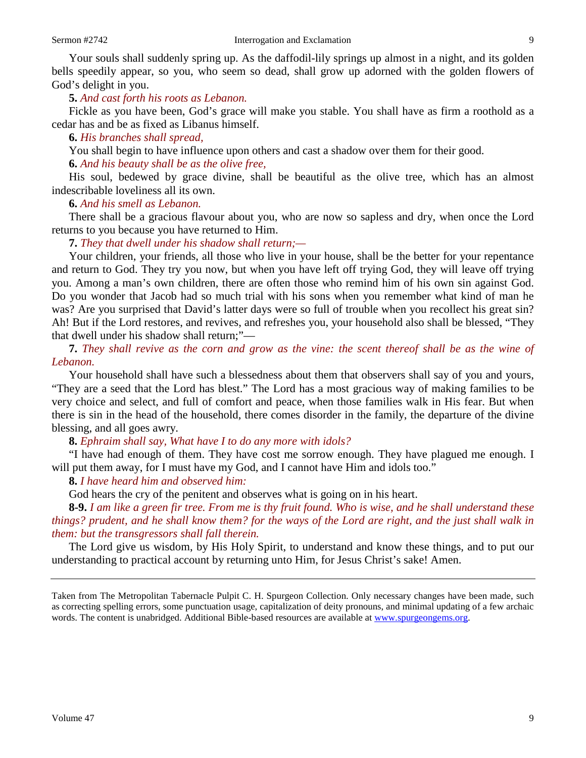Your souls shall suddenly spring up. As the daffodil-lily springs up almost in a night, and its golden bells speedily appear, so you, who seem so dead, shall grow up adorned with the golden flowers of God's delight in you.

**5.** *And cast forth his roots as Lebanon.*

Fickle as you have been, God's grace will make you stable. You shall have as firm a roothold as a cedar has and be as fixed as Libanus himself.

**6.** *His branches shall spread,*

You shall begin to have influence upon others and cast a shadow over them for their good.

**6.** *And his beauty shall be as the olive free,*

His soul, bedewed by grace divine, shall be beautiful as the olive tree, which has an almost indescribable loveliness all its own.

**6.** *And his smell as Lebanon.*

There shall be a gracious flavour about you, who are now so sapless and dry, when once the Lord returns to you because you have returned to Him.

**7.** *They that dwell under his shadow shall return;—*

Your children, your friends, all those who live in your house, shall be the better for your repentance and return to God. They try you now, but when you have left off trying God, they will leave off trying you. Among a man's own children, there are often those who remind him of his own sin against God. Do you wonder that Jacob had so much trial with his sons when you remember what kind of man he was? Are you surprised that David's latter days were so full of trouble when you recollect his great sin? Ah! But if the Lord restores, and revives, and refreshes you, your household also shall be blessed, "They that dwell under his shadow shall return;"—

**7.** *They shall revive as the corn and grow as the vine: the scent thereof shall be as the wine of Lebanon.*

Your household shall have such a blessedness about them that observers shall say of you and yours, "They are a seed that the Lord has blest." The Lord has a most gracious way of making families to be very choice and select, and full of comfort and peace, when those families walk in His fear. But when there is sin in the head of the household, there comes disorder in the family, the departure of the divine blessing, and all goes awry.

**8.** *Ephraim shall say, What have I to do any more with idols?*

"I have had enough of them. They have cost me sorrow enough. They have plagued me enough. I will put them away, for I must have my God, and I cannot have Him and idols too."

**8.** *I have heard him and observed him:*

God hears the cry of the penitent and observes what is going on in his heart.

**8-9.** *I am like a green fir tree. From me is thy fruit found. Who is wise, and he shall understand these things? prudent, and he shall know them? for the ways of the Lord are right, and the just shall walk in them: but the transgressors shall fall therein.*

The Lord give us wisdom, by His Holy Spirit, to understand and know these things, and to put our understanding to practical account by returning unto Him, for Jesus Christ's sake! Amen.

---

Taken from The Metropolitan Tabernacle Pulpit C. H. Spurgeon Collection. Only necessary changes have been made, such as correcting spelling errors, some punctuation usage, capitalization of deity pronouns, and minimal updating of a few archaic words. The content is unabridged. Additional Bible-based resources are available at www.spurgeongems.org.